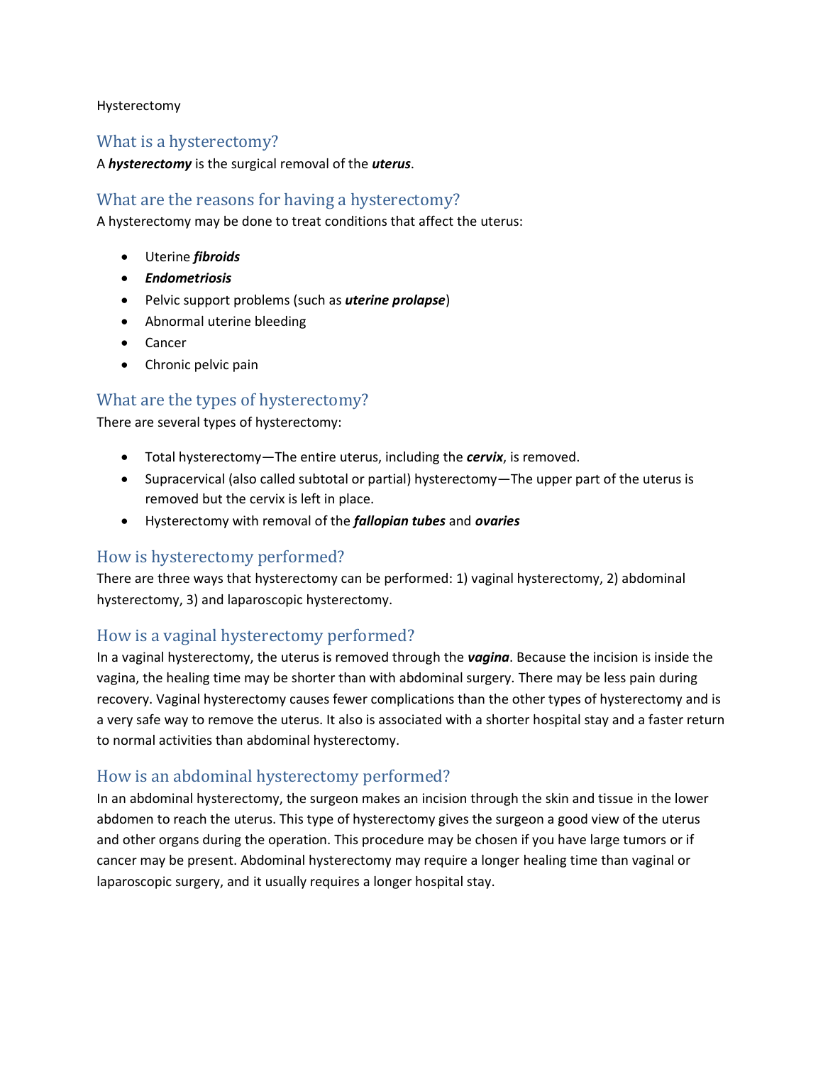Hysterectomy

## What is a hysterectomy?

A ***hysterectomy*** is the surgical removal of the ***uterus***.

## What are the reasons for having a hysterectomy?

A hysterectomy may be done to treat conditions that affect the uterus:

- Uterine ***fibroids***
- ***Endometriosis***
- Pelvic support problems (such as ***uterine prolapse***)
- Abnormal uterine bleeding
- Cancer
- Chronic pelvic pain

## What are the types of hysterectomy?

There are several types of hysterectomy:

- Total hysterectomy—The entire uterus, including the ***cervix***, is removed.
- Supracervical (also called subtotal or partial) hysterectomy—The upper part of the uterus is removed but the cervix is left in place.
- Hysterectomy with removal of the ***fallopian tubes*** and ***ovaries***

## How is hysterectomy performed?

There are three ways that hysterectomy can be performed: 1) vaginal hysterectomy, 2) abdominal hysterectomy, 3) and laparoscopic hysterectomy.

## How is a vaginal hysterectomy performed?

In a vaginal hysterectomy, the uterus is removed through the ***vagina***. Because the incision is inside the vagina, the healing time may be shorter than with abdominal surgery. There may be less pain during recovery. Vaginal hysterectomy causes fewer complications than the other types of hysterectomy and is a very safe way to remove the uterus. It also is associated with a shorter hospital stay and a faster return to normal activities than abdominal hysterectomy.

## How is an abdominal hysterectomy performed?

In an abdominal hysterectomy, the surgeon makes an incision through the skin and tissue in the lower abdomen to reach the uterus. This type of hysterectomy gives the surgeon a good view of the uterus and other organs during the operation. This procedure may be chosen if you have large tumors or if cancer may be present. Abdominal hysterectomy may require a longer healing time than vaginal or laparoscopic surgery, and it usually requires a longer hospital stay.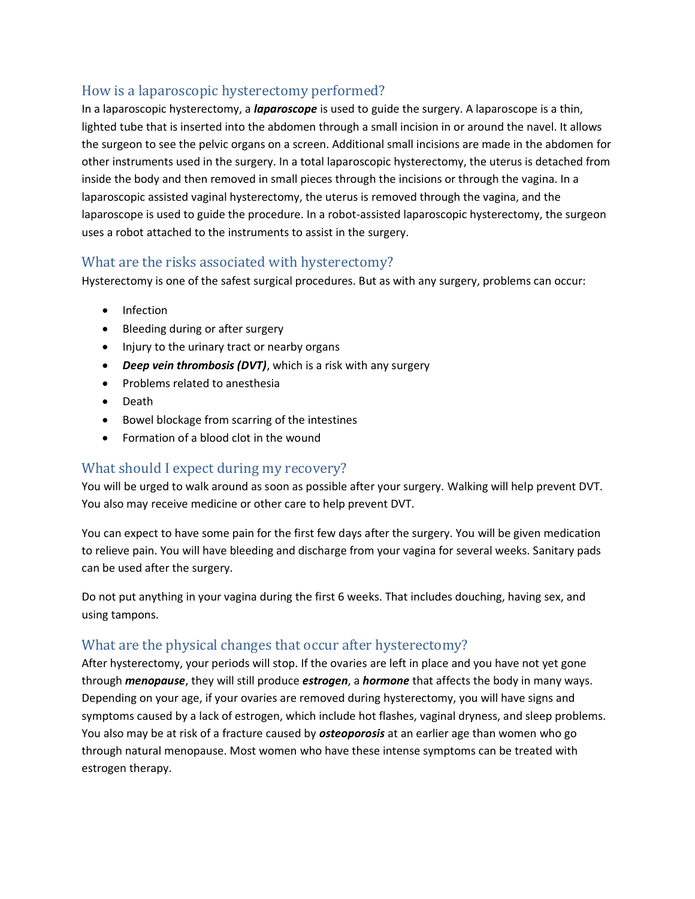## How is a laparoscopic hysterectomy performed?

In a laparoscopic hysterectomy, a ***laparoscope*** is used to guide the surgery. A laparoscope is a thin, lighted tube that is inserted into the abdomen through a small incision in or around the navel. It allows the surgeon to see the pelvic organs on a screen. Additional small incisions are made in the abdomen for other instruments used in the surgery. In a total laparoscopic hysterectomy, the uterus is detached from inside the body and then removed in small pieces through the incisions or through the vagina. In a laparoscopic assisted vaginal hysterectomy, the uterus is removed through the vagina, and the laparoscope is used to guide the procedure. In a robot-assisted laparoscopic hysterectomy, the surgeon uses a robot attached to the instruments to assist in the surgery.

## What are the risks associated with hysterectomy?

Hysterectomy is one of the safest surgical procedures. But as with any surgery, problems can occur:

- Infection
- Bleeding during or after surgery
- Injury to the urinary tract or nearby organs
- ***Deep vein thrombosis (DVT)***, which is a risk with any surgery
- Problems related to anesthesia
- Death
- Bowel blockage from scarring of the intestines
- Formation of a blood clot in the wound

## What should I expect during my recovery?

You will be urged to walk around as soon as possible after your surgery. Walking will help prevent DVT. You also may receive medicine or other care to help prevent DVT.

You can expect to have some pain for the first few days after the surgery. You will be given medication to relieve pain. You will have bleeding and discharge from your vagina for several weeks. Sanitary pads can be used after the surgery.

Do not put anything in your vagina during the first 6 weeks. That includes douching, having sex, and using tampons.

## What are the physical changes that occur after hysterectomy?

After hysterectomy, your periods will stop. If the ovaries are left in place and you have not yet gone through ***menopause***, they will still produce ***estrogen***, a ***hormone*** that affects the body in many ways. Depending on your age, if your ovaries are removed during hysterectomy, you will have signs and symptoms caused by a lack of estrogen, which include hot flashes, vaginal dryness, and sleep problems. You also may be at risk of a fracture caused by ***osteoporosis*** at an earlier age than women who go through natural menopause. Most women who have these intense symptoms can be treated with estrogen therapy.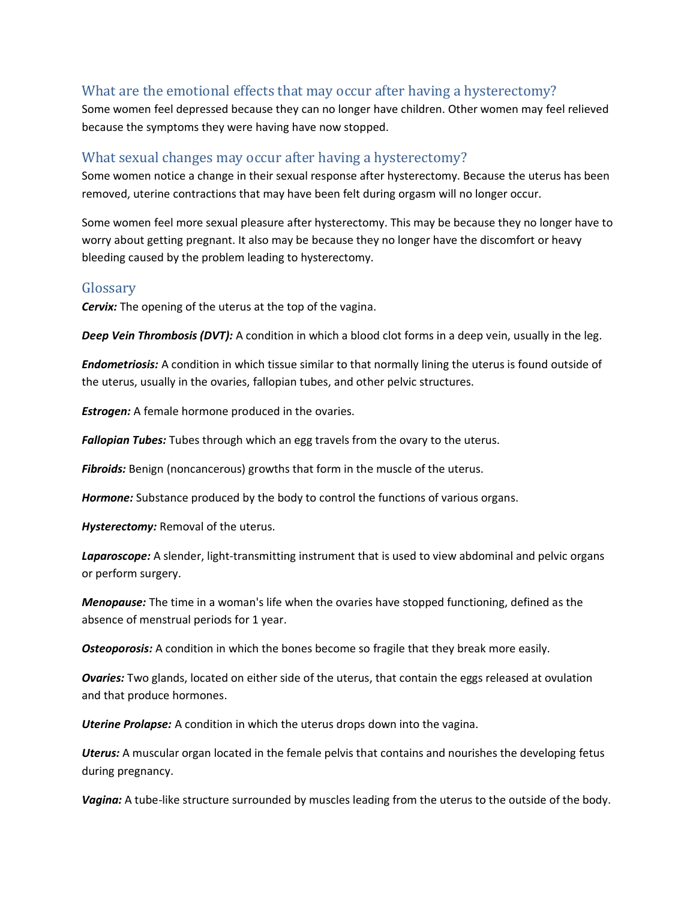## What are the emotional effects that may occur after having a hysterectomy?

Some women feel depressed because they can no longer have children. Other women may feel relieved because the symptoms they were having have now stopped.

## What sexual changes may occur after having a hysterectomy?

Some women notice a change in their sexual response after hysterectomy. Because the uterus has been removed, uterine contractions that may have been felt during orgasm will no longer occur.

Some women feel more sexual pleasure after hysterectomy. This may be because they no longer have to worry about getting pregnant. It also may be because they no longer have the discomfort or heavy bleeding caused by the problem leading to hysterectomy.

## Glossary

***Cervix:*** The opening of the uterus at the top of the vagina.

***Deep Vein Thrombosis (DVT):*** A condition in which a blood clot forms in a deep vein, usually in the leg.

***Endometriosis:*** A condition in which tissue similar to that normally lining the uterus is found outside of the uterus, usually in the ovaries, fallopian tubes, and other pelvic structures.

***Estrogen:*** A female hormone produced in the ovaries.

***Fallopian Tubes:*** Tubes through which an egg travels from the ovary to the uterus.

***Fibroids:*** Benign (noncancerous) growths that form in the muscle of the uterus.

***Hormone:*** Substance produced by the body to control the functions of various organs.

***Hysterectomy:*** Removal of the uterus.

***Laparoscope:*** A slender, light-transmitting instrument that is used to view abdominal and pelvic organs or perform surgery.

***Menopause:*** The time in a woman's life when the ovaries have stopped functioning, defined as the absence of menstrual periods for 1 year.

***Osteoporosis:*** A condition in which the bones become so fragile that they break more easily.

***Ovaries:*** Two glands, located on either side of the uterus, that contain the eggs released at ovulation and that produce hormones.

***Uterine Prolapse:*** A condition in which the uterus drops down into the vagina.

***Uterus:*** A muscular organ located in the female pelvis that contains and nourishes the developing fetus during pregnancy.

***Vagina:*** A tube-like structure surrounded by muscles leading from the uterus to the outside of the body.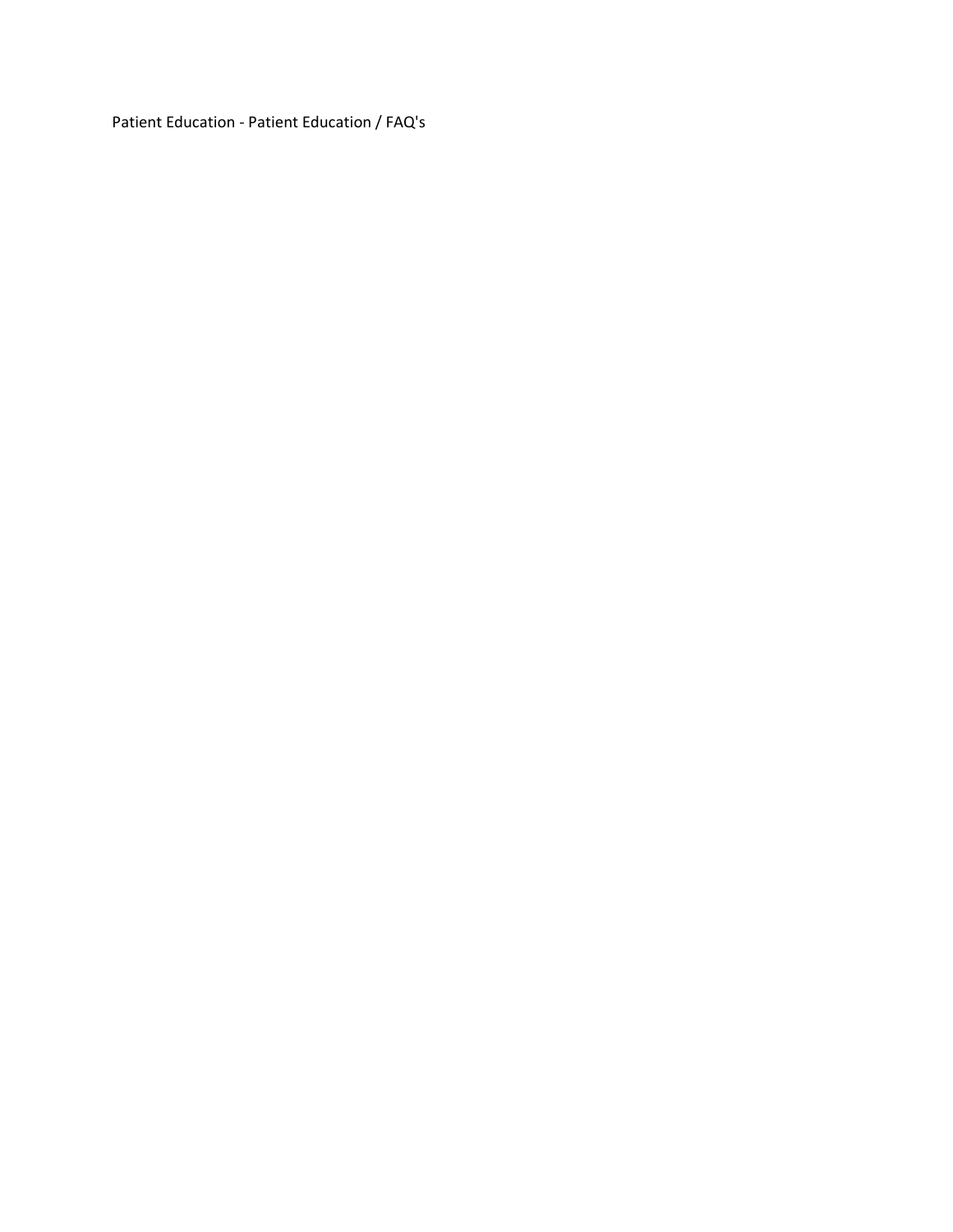Patient Education - Patient Education / FAQ's